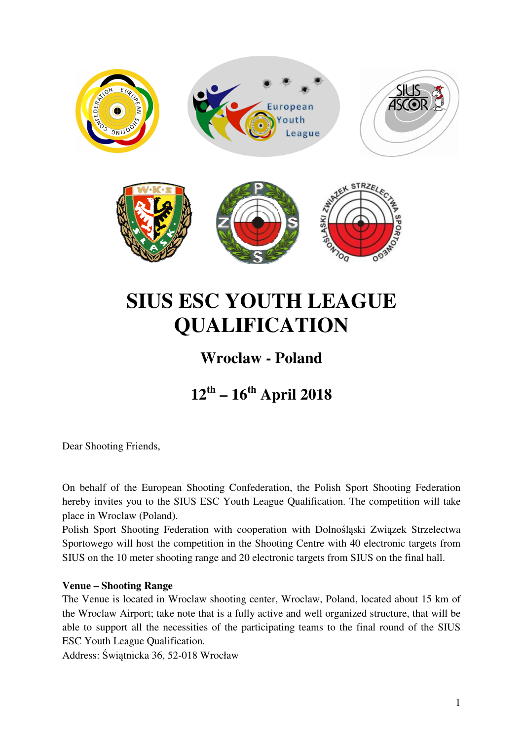# SIUS ESC YOUTH LEAGUE QUALIFICATION

## Wroclaw - Poland

## 12th – 16th April 2018

Dear Shooting Friends,

On behalf of the European Shooting Confederation, the Polish Sport Shooting Federation hereby invites you to the SIUS ESC Youth League Qualification. The competition will take place in Wroclaw (Poland).

Polish Sport Shooting Federation with cooperation with Dolnośląski Związek Strzelectwa Sportowego will host the competition in the Shooting Centre with 40 electronic targets from SIUS on the 10 meter shooting range and 20 electronic targets from SIUS on the final hall.

**Venue – Shooting Range**

The Venue is located in Wroclaw shooting center, Wroclaw, Poland, located about 15 km of the Wroclaw Airport; take note that is a fully active and well organized structure, that will be able to support all the necessities of the participating teams to the final round of the SIUS ESC Youth League Qualification.

Address: Świątnicka 36, 52-018 Wrocław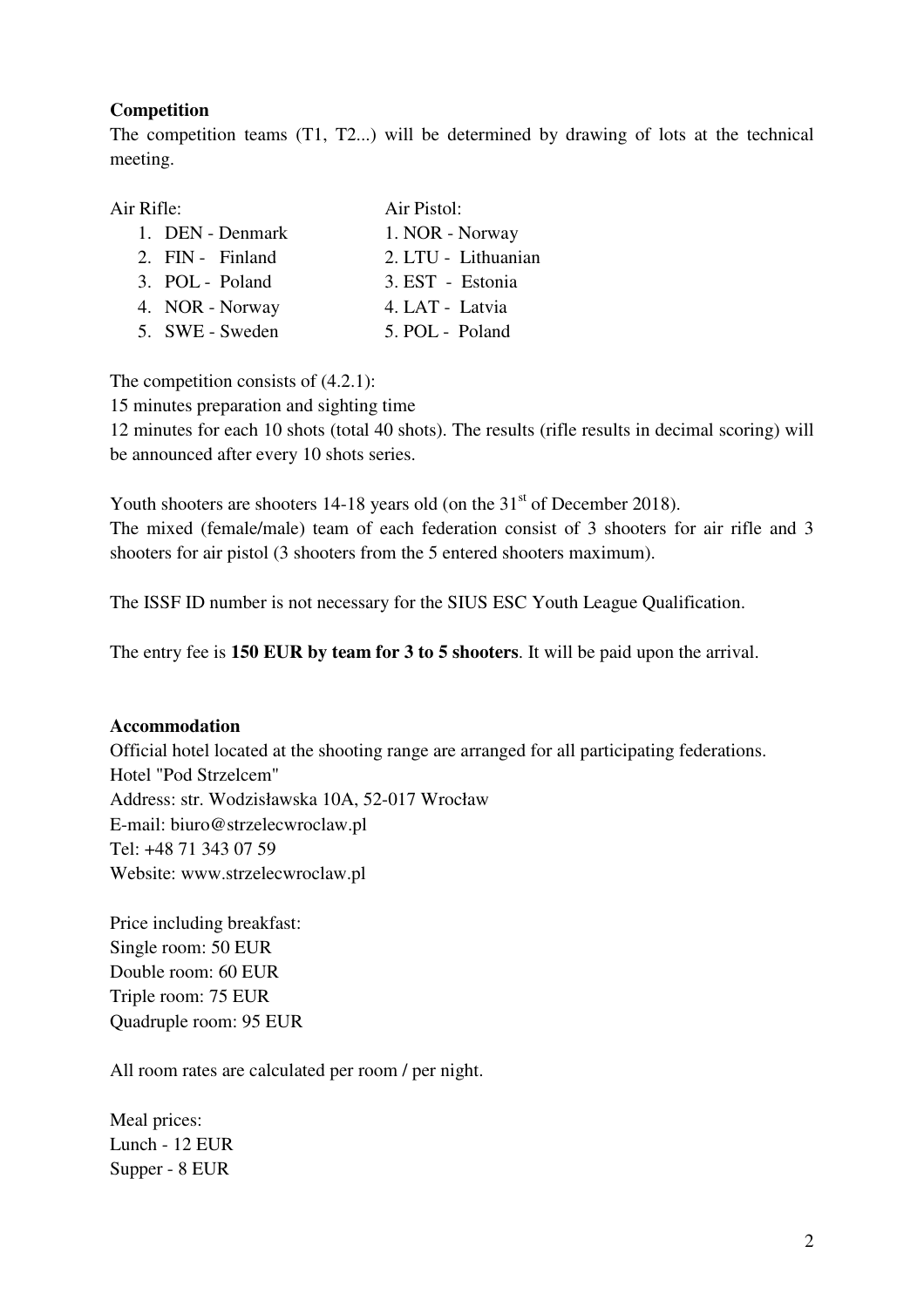**Competition**

The competition teams (T1, T2...) will be determined by drawing of lots at the technical meeting.

| Air Rifle: | Air Pistol: |
|---|---|
| 1. DEN - Denmark | 1. NOR - Norway |
| 2. FIN - Finland | 2. LTU - Lithuanian |
| 3. POL - Poland | 3. EST - Estonia |
| 4. NOR - Norway | 4. LAT - Latvia |
| 5. SWE - Sweden | 5. POL - Poland |

The competition consists of (4.2.1):

15 minutes preparation and sighting time

12 minutes for each 10 shots (total 40 shots). The results (rifle results in decimal scoring) will be announced after every 10 shots series.

Youth shooters are shooters 14-18 years old (on the 31st of December 2018).

The mixed (female/male) team of each federation consist of 3 shooters for air rifle and 3 shooters for air pistol (3 shooters from the 5 entered shooters maximum).

The ISSF ID number is not necessary for the SIUS ESC Youth League Qualification.

The entry fee is **150 EUR by team for 3 to 5 shooters**. It will be paid upon the arrival.

**Accommodation**

Official hotel located at the shooting range are arranged for all participating federations.

Hotel "Pod Strzelcem"

Address: str. Wodzisławska 10A, 52-017 Wrocław

E-mail: biuro@strzelecwroclaw.pl

Tel: +48 71 343 07 59

Website: www.strzelecwroclaw.pl

Price including breakfast:

Single room: 50 EUR

Double room: 60 EUR

Triple room: 75 EUR

Quadruple room: 95 EUR

All room rates are calculated per room / per night.

Meal prices:

Lunch - 12 EUR

Supper - 8 EUR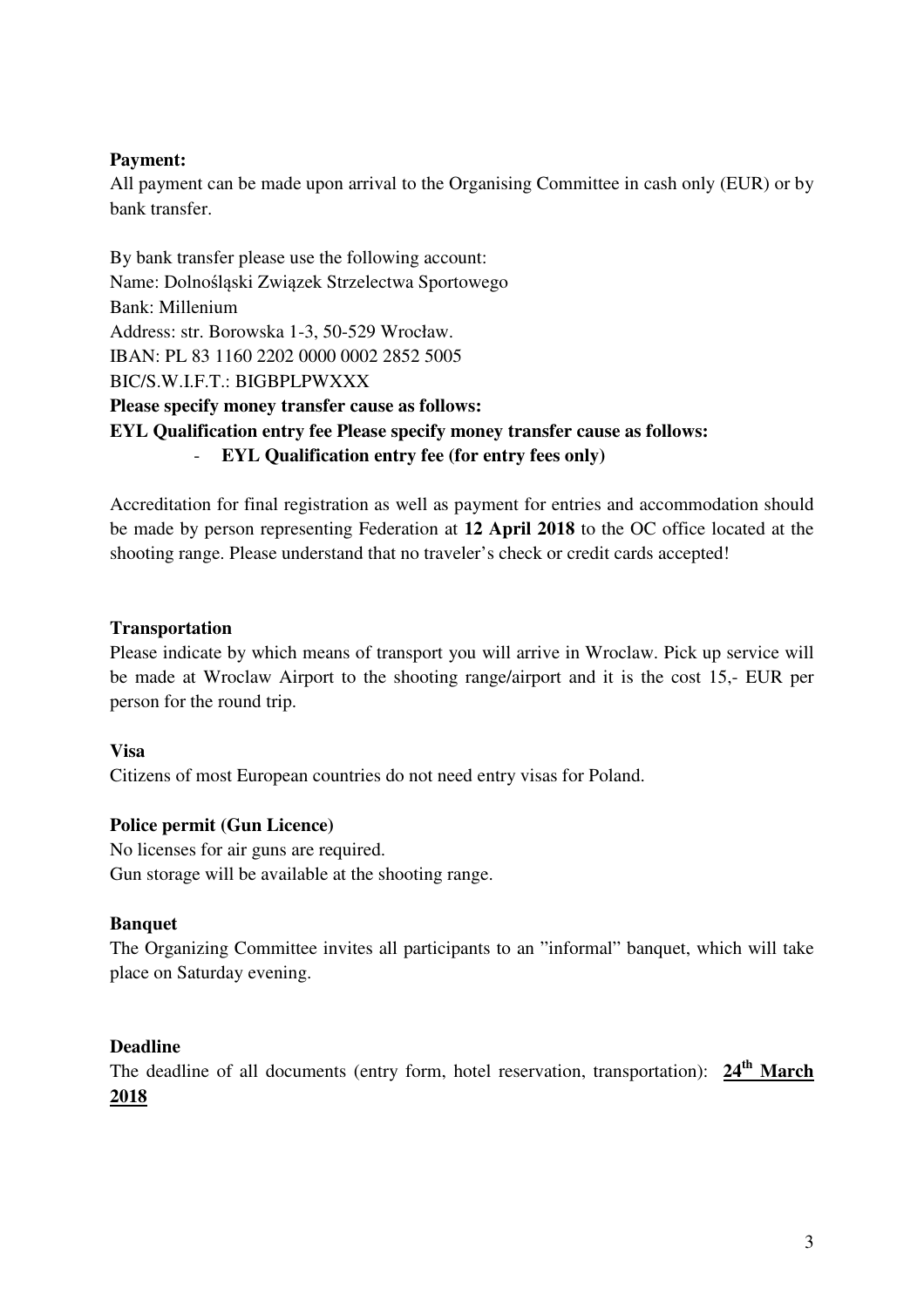**Payment:**

All payment can be made upon arrival to the Organising Committee in cash only (EUR) or by bank transfer.

By bank transfer please use the following account:
Name: Dolnośląski Związek Strzelectwa Sportowego
Bank: Millenium
Address: str. Borowska 1-3, 50-529 Wrocław.
IBAN: PL 83 1160 2202 0000 0002 2852 5005
BIC/S.W.I.F.T.: BIGBPLPWXXX
**Please specify money transfer cause as follows:**
**EYL Qualification entry fee Please specify money transfer cause as follows:**

- **EYL Qualification entry fee (for entry fees only)**

Accreditation for final registration as well as payment for entries and accommodation should be made by person representing Federation at **12 April 2018** to the OC office located at the shooting range. Please understand that no traveler's check or credit cards accepted!

**Transportation**

Please indicate by which means of transport you will arrive in Wroclaw. Pick up service will be made at Wroclaw Airport to the shooting range/airport and it is the cost 15,- EUR per person for the round trip.

**Visa**

Citizens of most European countries do not need entry visas for Poland.

**Police permit (Gun Licence)**

No licenses for air guns are required.
Gun storage will be available at the shooting range.

**Banquet**

The Organizing Committee invites all participants to an "informal" banquet, which will take place on Saturday evening.

**Deadline**

The deadline of all documents (entry form, hotel reservation, transportation): **24th March 2018**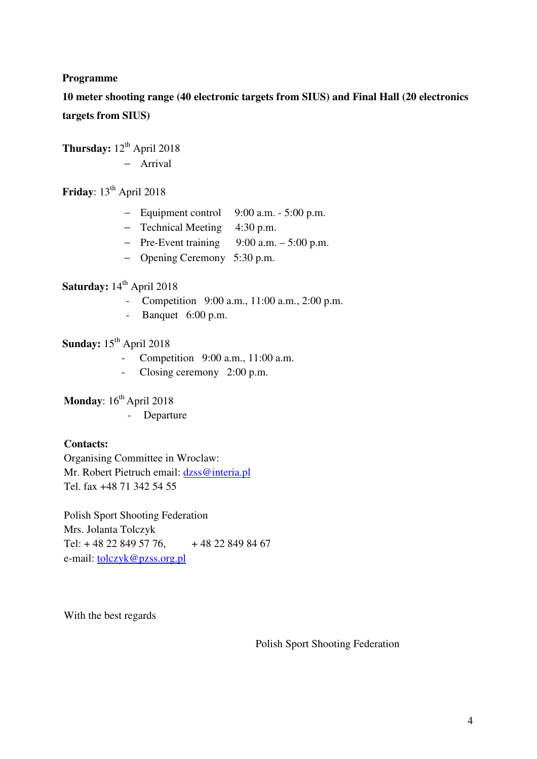**Programme**

**10 meter shooting range (40 electronic targets from SIUS) and Final Hall (20 electronics targets from SIUS)**

**Thursday:** 12th April 2018

- Arrival

**Friday**: 13th April 2018

- Equipment control 9:00 a.m. - 5:00 p.m.
- Technical Meeting 4:30 p.m.
- Pre-Event training 9:00 a.m. – 5:00 p.m.
- Opening Ceremony 5:30 p.m.

**Saturday:** 14th April 2018

- Competition 9:00 a.m., 11:00 a.m., 2:00 p.m.
- Banquet 6:00 p.m.

**Sunday:** 15th April 2018

- Competition 9:00 a.m., 11:00 a.m.
- Closing ceremony 2:00 p.m.

**Monday**: 16th April 2018

- Departure

**Contacts:**

Organising Committee in Wroclaw:
Mr. Robert Pietruch email: dzss@interia.pl
Tel. fax +48 71 342 54 55

Polish Sport Shooting Federation
Mrs. Jolanta Tolczyk
Tel: + 48 22 849 57 76, + 48 22 849 84 67
e-mail: tolczyk@pzss.org.pl

With the best regards

Polish Sport Shooting Federation